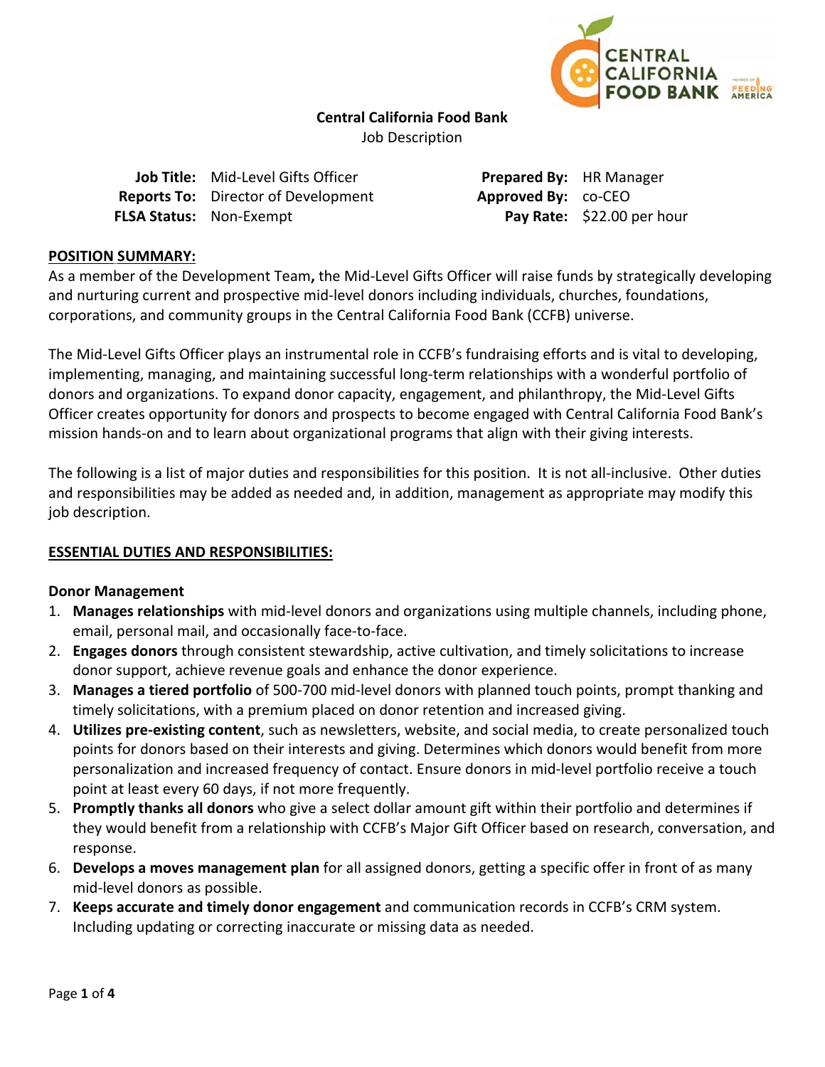**Central California Food Bank**
Job Description

| | | | |
|---|---|---|---|
| **Job Title:** | Mid-Level Gifts Officer | **Prepared By:** | HR Manager |
| **Reports To:** | Director of Development | **Approved By:** | co-CEO |
| **FLSA Status:** | Non-Exempt | **Pay Rate:** | $22.00 per hour |

## POSITION SUMMARY:

As a member of the Development Team**,** the Mid-Level Gifts Officer will raise funds by strategically developing and nurturing current and prospective mid-level donors including individuals, churches, foundations, corporations, and community groups in the Central California Food Bank (CCFB) universe.

The Mid-Level Gifts Officer plays an instrumental role in CCFB's fundraising efforts and is vital to developing, implementing, managing, and maintaining successful long-term relationships with a wonderful portfolio of donors and organizations. To expand donor capacity, engagement, and philanthropy, the Mid-Level Gifts Officer creates opportunity for donors and prospects to become engaged with Central California Food Bank's mission hands-on and to learn about organizational programs that align with their giving interests.

The following is a list of major duties and responsibilities for this position. It is not all-inclusive. Other duties and responsibilities may be added as needed and, in addition, management as appropriate may modify this job description.

## ESSENTIAL DUTIES AND RESPONSIBILITIES:

### Donor Management

1. **Manages relationships** with mid-level donors and organizations using multiple channels, including phone, email, personal mail, and occasionally face-to-face.
2. **Engages donors** through consistent stewardship, active cultivation, and timely solicitations to increase donor support, achieve revenue goals and enhance the donor experience.
3. **Manages a tiered portfolio** of 500-700 mid-level donors with planned touch points, prompt thanking and timely solicitations, with a premium placed on donor retention and increased giving.
4. **Utilizes pre-existing content**, such as newsletters, website, and social media, to create personalized touch points for donors based on their interests and giving. Determines which donors would benefit from more personalization and increased frequency of contact. Ensure donors in mid-level portfolio receive a touch point at least every 60 days, if not more frequently.
5. **Promptly thanks all donors** who give a select dollar amount gift within their portfolio and determines if they would benefit from a relationship with CCFB's Major Gift Officer based on research, conversation, and response.
6. **Develops a moves management plan** for all assigned donors, getting a specific offer in front of as many mid-level donors as possible.
7. **Keeps accurate and timely donor engagement** and communication records in CCFB's CRM system. Including updating or correcting inaccurate or missing data as needed.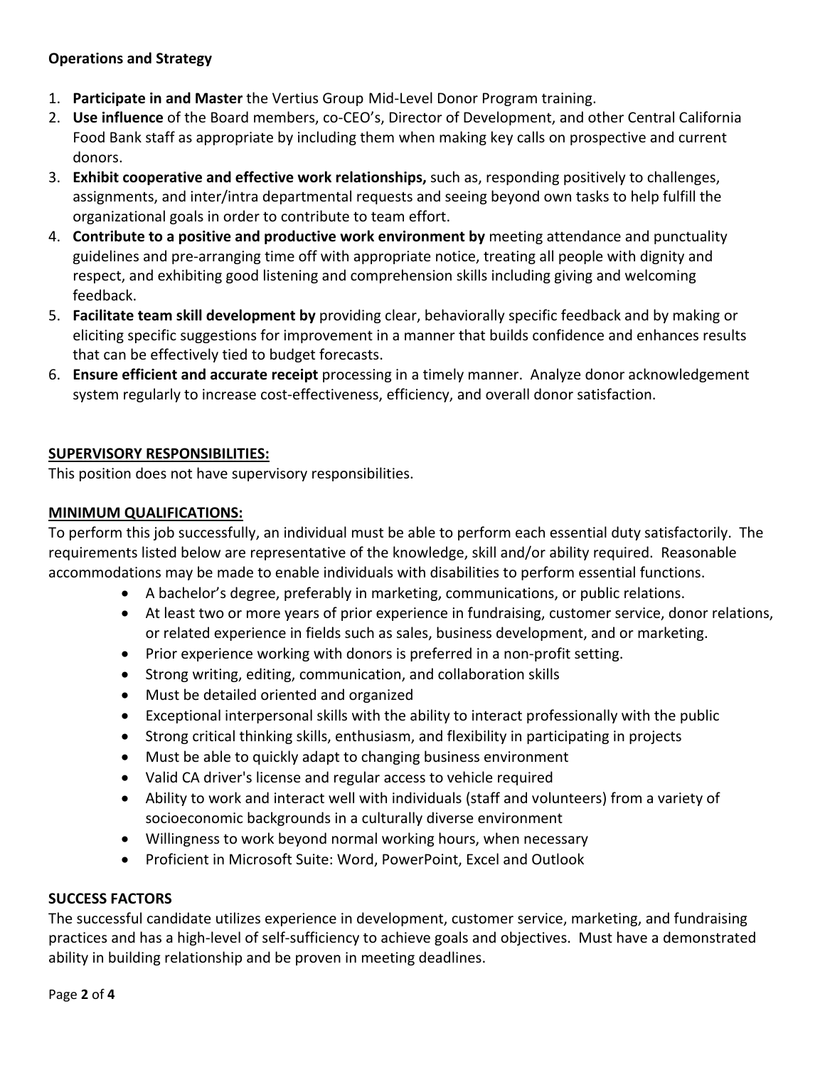**Operations and Strategy**

1. **Participate in and Master** the Vertius Group Mid-Level Donor Program training.
2. **Use influence** of the Board members, co-CEO's, Director of Development, and other Central California Food Bank staff as appropriate by including them when making key calls on prospective and current donors.
3. **Exhibit cooperative and effective work relationships,** such as, responding positively to challenges, assignments, and inter/intra departmental requests and seeing beyond own tasks to help fulfill the organizational goals in order to contribute to team effort.
4. **Contribute to a positive and productive work environment by** meeting attendance and punctuality guidelines and pre-arranging time off with appropriate notice, treating all people with dignity and respect, and exhibiting good listening and comprehension skills including giving and welcoming feedback.
5. **Facilitate team skill development by** providing clear, behaviorally specific feedback and by making or eliciting specific suggestions for improvement in a manner that builds confidence and enhances results that can be effectively tied to budget forecasts.
6. **Ensure efficient and accurate receipt** processing in a timely manner. Analyze donor acknowledgement system regularly to increase cost-effectiveness, efficiency, and overall donor satisfaction.

## SUPERVISORY RESPONSIBILITIES:

This position does not have supervisory responsibilities.

## MINIMUM QUALIFICATIONS:

To perform this job successfully, an individual must be able to perform each essential duty satisfactorily. The requirements listed below are representative of the knowledge, skill and/or ability required. Reasonable accommodations may be made to enable individuals with disabilities to perform essential functions.

- A bachelor's degree, preferably in marketing, communications, or public relations.
- At least two or more years of prior experience in fundraising, customer service, donor relations, or related experience in fields such as sales, business development, and or marketing.
- Prior experience working with donors is preferred in a non-profit setting.
- Strong writing, editing, communication, and collaboration skills
- Must be detailed oriented and organized
- Exceptional interpersonal skills with the ability to interact professionally with the public
- Strong critical thinking skills, enthusiasm, and flexibility in participating in projects
- Must be able to quickly adapt to changing business environment
- Valid CA driver's license and regular access to vehicle required
- Ability to work and interact well with individuals (staff and volunteers) from a variety of socioeconomic backgrounds in a culturally diverse environment
- Willingness to work beyond normal working hours, when necessary
- Proficient in Microsoft Suite: Word, PowerPoint, Excel and Outlook

## SUCCESS FACTORS

The successful candidate utilizes experience in development, customer service, marketing, and fundraising practices and has a high-level of self-sufficiency to achieve goals and objectives. Must have a demonstrated ability in building relationship and be proven in meeting deadlines.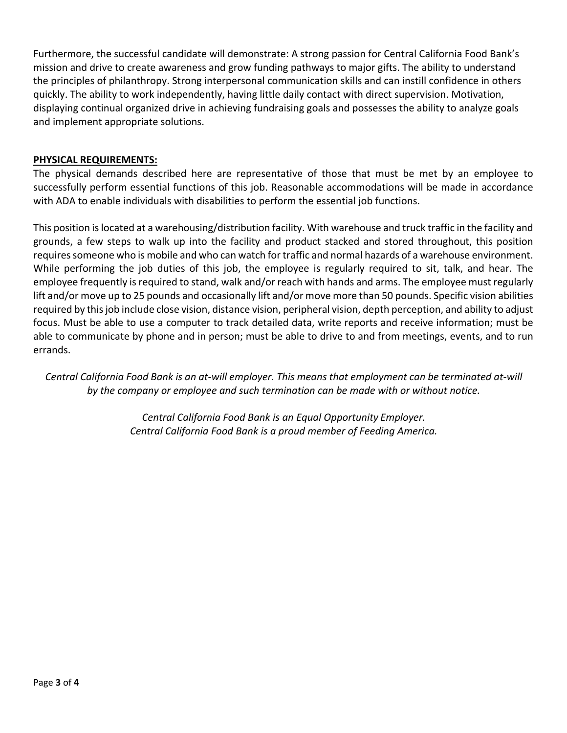Furthermore, the successful candidate will demonstrate: A strong passion for Central California Food Bank's mission and drive to create awareness and grow funding pathways to major gifts. The ability to understand the principles of philanthropy. Strong interpersonal communication skills and can instill confidence in others quickly. The ability to work independently, having little daily contact with direct supervision. Motivation, displaying continual organized drive in achieving fundraising goals and possesses the ability to analyze goals and implement appropriate solutions.

**PHYSICAL REQUIREMENTS:**

The physical demands described here are representative of those that must be met by an employee to successfully perform essential functions of this job. Reasonable accommodations will be made in accordance with ADA to enable individuals with disabilities to perform the essential job functions.

This position is located at a warehousing/distribution facility. With warehouse and truck traffic in the facility and grounds, a few steps to walk up into the facility and product stacked and stored throughout, this position requires someone who is mobile and who can watch for traffic and normal hazards of a warehouse environment. While performing the job duties of this job, the employee is regularly required to sit, talk, and hear. The employee frequently is required to stand, walk and/or reach with hands and arms. The employee must regularly lift and/or move up to 25 pounds and occasionally lift and/or move more than 50 pounds. Specific vision abilities required by this job include close vision, distance vision, peripheral vision, depth perception, and ability to adjust focus. Must be able to use a computer to track detailed data, write reports and receive information; must be able to communicate by phone and in person; must be able to drive to and from meetings, events, and to run errands.

*Central California Food Bank is an at-will employer. This means that employment can be terminated at-will by the company or employee and such termination can be made with or without notice.*

*Central California Food Bank is an Equal Opportunity Employer.*
*Central California Food Bank is a proud member of Feeding America.*